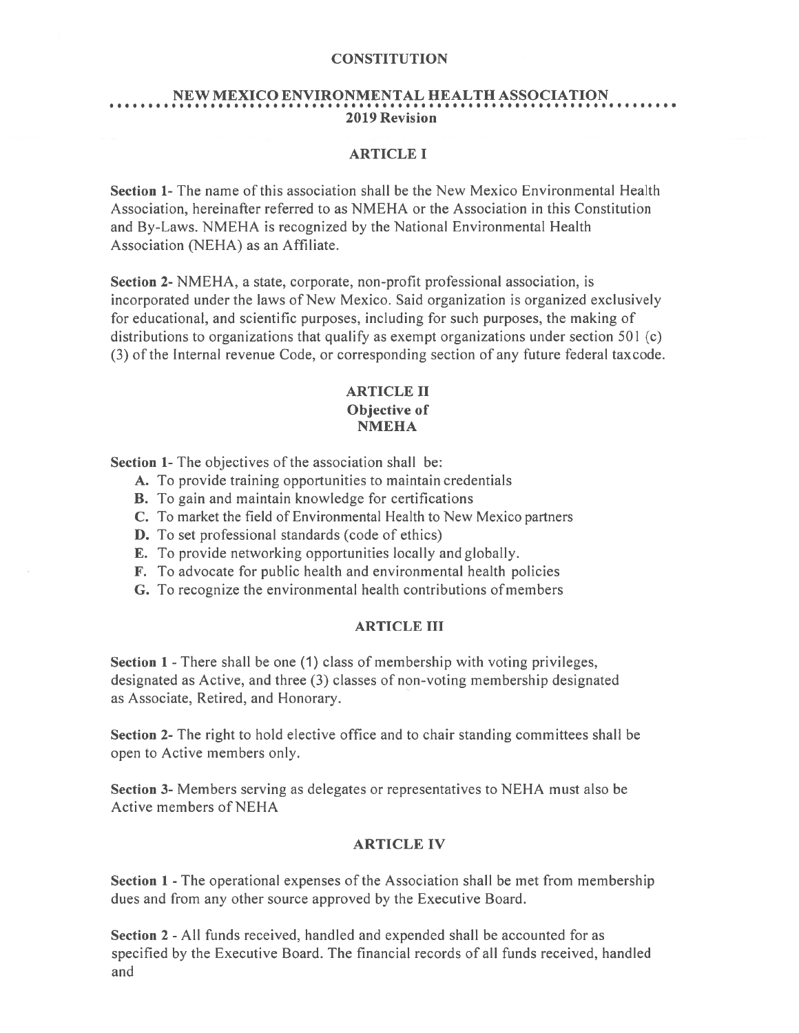# CONSTITUTION

## NEW MEXICO ENVIRONMENTAL HEALTH ASSOCIATION

**2019 Revision**

### ARTICLE I

**Section 1-** The name of this association shall be the New Mexico Environmental Health Association, hereinafter referred to as NMEHA or the Association in this Constitution and By-Laws. NMEHA is recognized by the National Environmental Health Association (NEHA) as an Affiliate.

**Section 2-** NMEHA, a state, corporate, non-profit professional association, is incorporated under the laws of New Mexico. Said organization is organized exclusively for educational, and scientific purposes, including for such purposes, the making of distributions to organizations that qualify as exempt organizations under section 501 (c) (3) of the Internal revenue Code, or corresponding section of any future federal taxcode.

### ARTICLE II
### Objective of NMEHA

**Section 1-** The objectives of the association shall be:

- **A.** To provide training opportunities to maintain credentials
- **B.** To gain and maintain knowledge for certifications
- **C.** To market the field of Environmental Health to New Mexico partners
- **D.** To set professional standards (code of ethics)
- **E.** To provide networking opportunities locally and globally.
- **F.** To advocate for public health and environmental health policies
- **G.** To recognize the environmental health contributions of members

### ARTICLE III

**Section 1** - There shall be one (1) class of membership with voting privileges, designated as Active, and three (3) classes of non-voting membership designated as Associate, Retired, and Honorary.

**Section 2-** The right to hold elective office and to chair standing committees shall be open to Active members only.

**Section 3-** Members serving as delegates or representatives to NEHA must also be Active members of NEHA

### ARTICLE IV

**Section 1** - The operational expenses of the Association shall be met from membership dues and from any other source approved by the Executive Board.

**Section 2** - All funds received, handled and expended shall be accounted for as specified by the Executive Board. The financial records of all funds received, handled and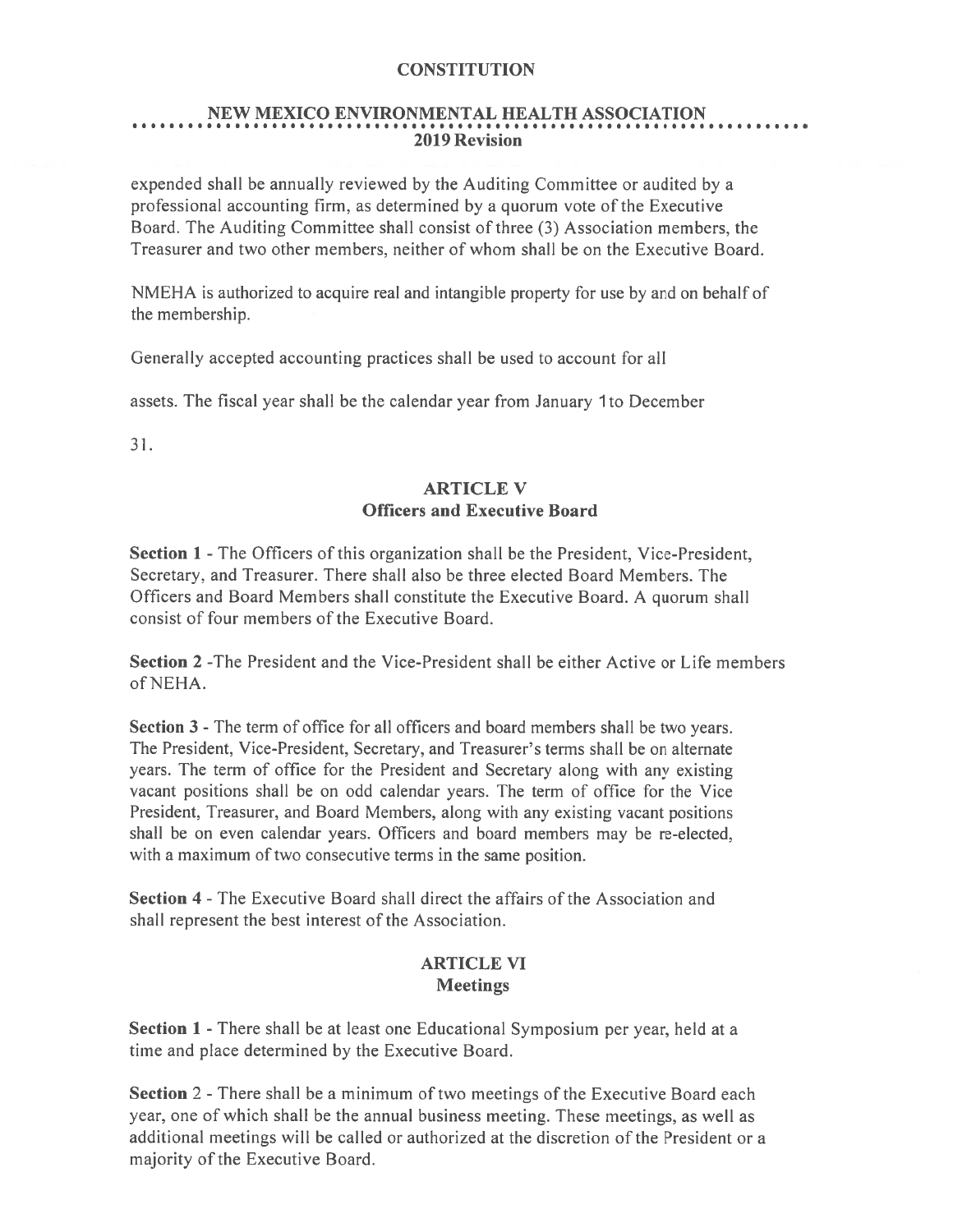expended shall be annually reviewed by the Auditing Committee or audited by a professional accounting firm, as determined by a quorum vote of the Executive Board. The Auditing Committee shall consist of three (3) Association members, the Treasurer and two other members, neither of whom shall be on the Executive Board.

NMEHA is authorized to acquire real and intangible property for use by and on behalf of the membership.

Generally accepted accounting practices shall be used to account for all assets. The fiscal year shall be the calendar year from January 1 to December 31.

## ARTICLE V
## Officers and Executive Board

**Section 1** - The Officers of this organization shall be the President, Vice-President, Secretary, and Treasurer. There shall also be three elected Board Members. The Officers and Board Members shall constitute the Executive Board. A quorum shall consist of four members of the Executive Board.

**Section 2** -The President and the Vice-President shall be either Active or Life members of NEHA.

**Section 3** - The term of office for all officers and board members shall be two years. The President, Vice-President, Secretary, and Treasurer's terms shall be on alternate years. The term of office for the President and Secretary along with any existing vacant positions shall be on odd calendar years. The term of office for the Vice President, Treasurer, and Board Members, along with any existing vacant positions shall be on even calendar years. Officers and board members may be re-elected, with a maximum of two consecutive terms in the same position.

**Section 4** - The Executive Board shall direct the affairs of the Association and shall represent the best interest of the Association.

## ARTICLE VI
## Meetings

**Section 1** - There shall be at least one Educational Symposium per year, held at a time and place determined by the Executive Board.

**Section** 2 - There shall be a minimum of two meetings of the Executive Board each year, one of which shall be the annual business meeting. These meetings, as well as additional meetings will be called or authorized at the discretion of the President or a majority of the Executive Board.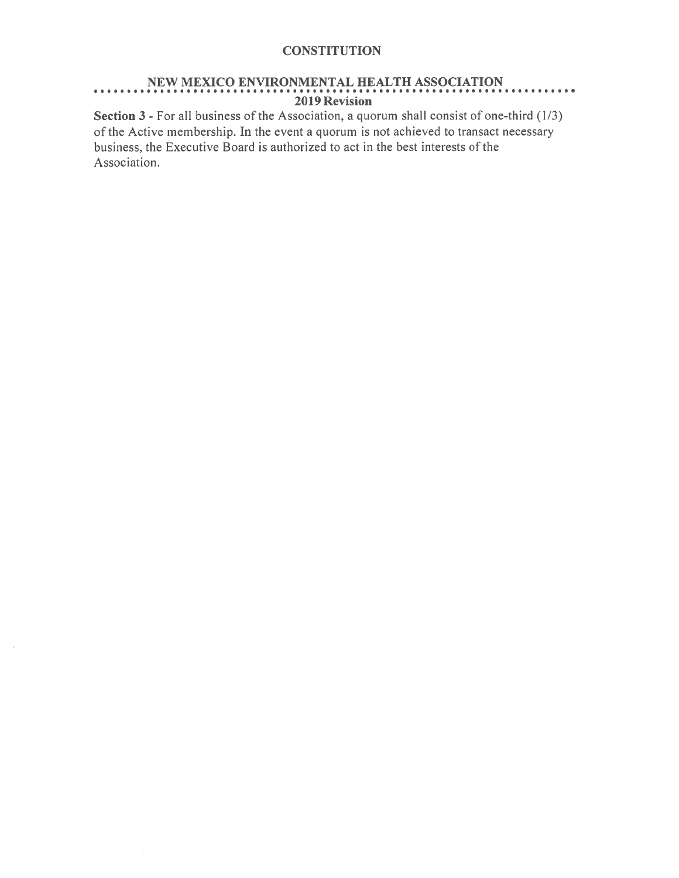**Section 3 -** For all business of the Association, a quorum shall consist of one-third (1/3) of the Active membership. In the event a quorum is not achieved to transact necessary business, the Executive Board is authorized to act in the best interests of the Association.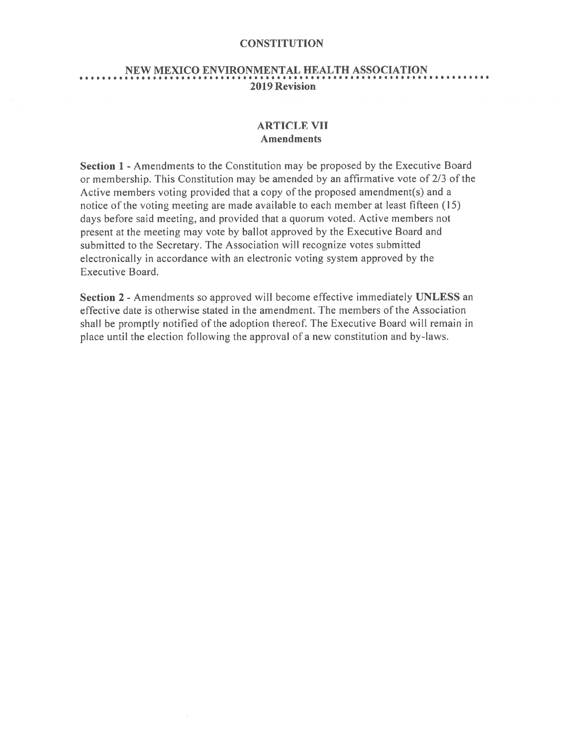**CONSTITUTION**

**NEW MEXICO ENVIRONMENTAL HEALTH ASSOCIATION**

**2019 Revision**

## ARTICLE VII
## Amendments

**Section 1** - Amendments to the Constitution may be proposed by the Executive Board or membership. This Constitution may be amended by an affirmative vote of 2/3 of the Active members voting provided that a copy of the proposed amendment(s) and a notice of the voting meeting are made available to each member at least fifteen (15) days before said meeting, and provided that a quorum voted. Active members not present at the meeting may vote by ballot approved by the Executive Board and submitted to the Secretary. The Association will recognize votes submitted electronically in accordance with an electronic voting system approved by the Executive Board.

**Section 2** - Amendments so approved will become effective immediately **UNLESS** an effective date is otherwise stated in the amendment. The members of the Association shall be promptly notified of the adoption thereof. The Executive Board will remain in place until the election following the approval of a new constitution and by-laws.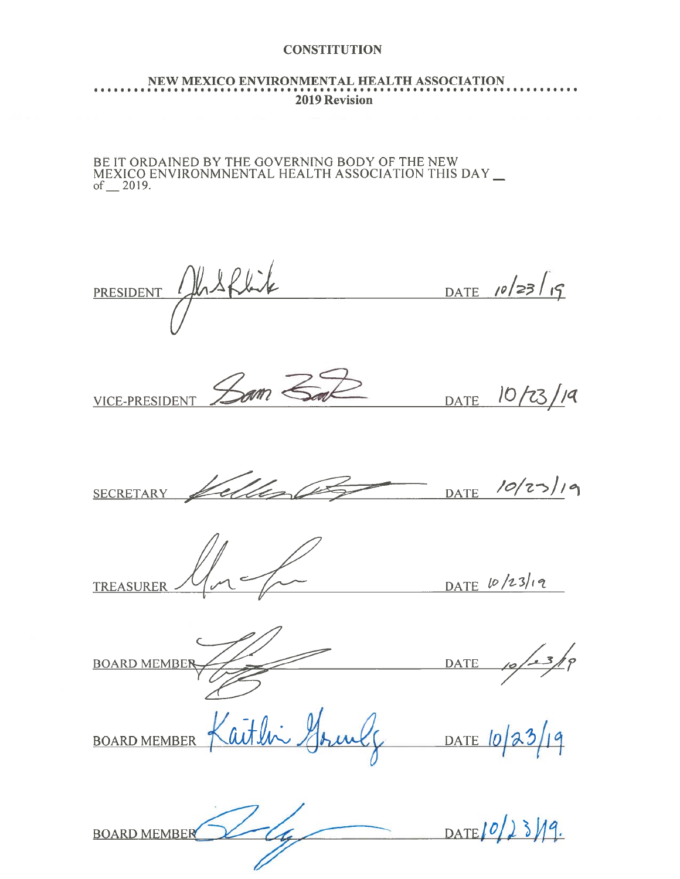# CONSTITUTION

## NEW MEXICO ENVIRONMENTAL HEALTH ASSOCIATION

**2019 Revision**

BE IT ORDAINED BY THE GOVERNING BODY OF THE NEW MEXICO ENVIRONMNENTAL HEALTH ASSOCIATION THIS DAY __ of __ 2019.

PRESIDENT ______________________ DATE 10/23/19

VICE-PRESIDENT ______________________ DATE 10/23/19

SECRETARY ______________________ DATE 10/23/19

TREASURER ______________________ DATE 10/23/19

BOARD MEMBER ______________________ DATE 10/23/19

BOARD MEMBER ______________________ DATE 10/23/19

BOARD MEMBER ______________________ DATE 10/23/19.